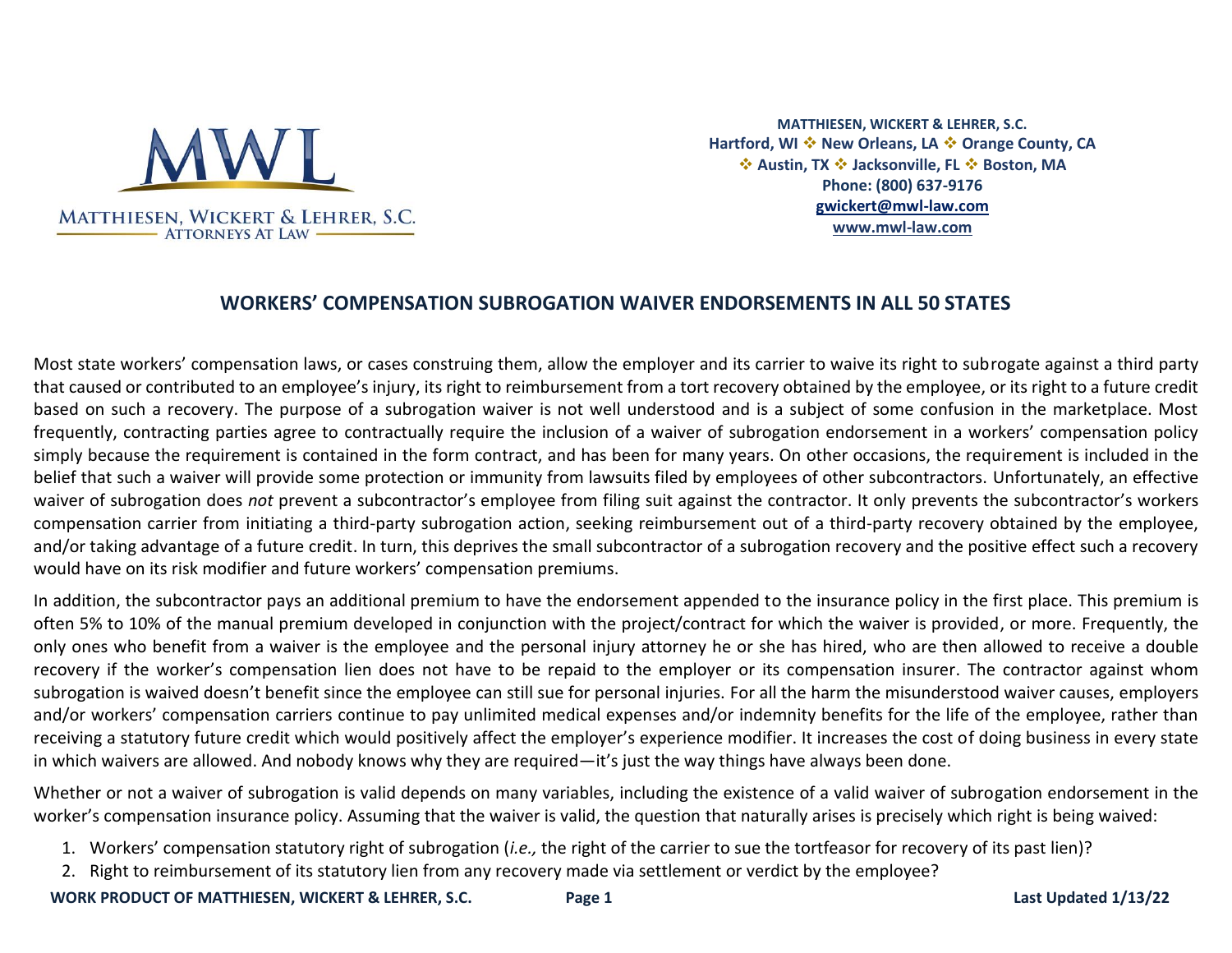MATTHIESEN, WICKERT & LEHRER, S.C.
ATTORNEYS AT LAW

**MATTHIESEN, WICKERT & LEHRER, S.C.**
**Hartford, WI ❖ New Orleans, LA ❖ Orange County, CA**
**❖ Austin, TX ❖ Jacksonville, FL ❖ Boston, MA**
**Phone: (800) 637-9176**
**gwickert@mwl-law.com**
**www.mwl-law.com**

# WORKERS' COMPENSATION SUBROGATION WAIVER ENDORSEMENTS IN ALL 50 STATES

Most state workers' compensation laws, or cases construing them, allow the employer and its carrier to waive its right to subrogate against a third party that caused or contributed to an employee's injury, its right to reimbursement from a tort recovery obtained by the employee, or its right to a future credit based on such a recovery. The purpose of a subrogation waiver is not well understood and is a subject of some confusion in the marketplace. Most frequently, contracting parties agree to contractually require the inclusion of a waiver of subrogation endorsement in a workers' compensation policy simply because the requirement is contained in the form contract, and has been for many years. On other occasions, the requirement is included in the belief that such a waiver will provide some protection or immunity from lawsuits filed by employees of other subcontractors. Unfortunately, an effective waiver of subrogation does *not* prevent a subcontractor's employee from filing suit against the contractor. It only prevents the subcontractor's workers compensation carrier from initiating a third-party subrogation action, seeking reimbursement out of a third-party recovery obtained by the employee, and/or taking advantage of a future credit. In turn, this deprives the small subcontractor of a subrogation recovery and the positive effect such a recovery would have on its risk modifier and future workers' compensation premiums.

In addition, the subcontractor pays an additional premium to have the endorsement appended to the insurance policy in the first place. This premium is often 5% to 10% of the manual premium developed in conjunction with the project/contract for which the waiver is provided, or more. Frequently, the only ones who benefit from a waiver is the employee and the personal injury attorney he or she has hired, who are then allowed to receive a double recovery if the worker's compensation lien does not have to be repaid to the employer or its compensation insurer. The contractor against whom subrogation is waived doesn't benefit since the employee can still sue for personal injuries. For all the harm the misunderstood waiver causes, employers and/or workers' compensation carriers continue to pay unlimited medical expenses and/or indemnity benefits for the life of the employee, rather than receiving a statutory future credit which would positively affect the employer's experience modifier. It increases the cost of doing business in every state in which waivers are allowed. And nobody knows why they are required—it's just the way things have always been done.

Whether or not a waiver of subrogation is valid depends on many variables, including the existence of a valid waiver of subrogation endorsement in the worker's compensation insurance policy. Assuming that the waiver is valid, the question that naturally arises is precisely which right is being waived:

1. Workers' compensation statutory right of subrogation (*i.e.,* the right of the carrier to sue the tortfeasor for recovery of its past lien)?
2. Right to reimbursement of its statutory lien from any recovery made via settlement or verdict by the employee?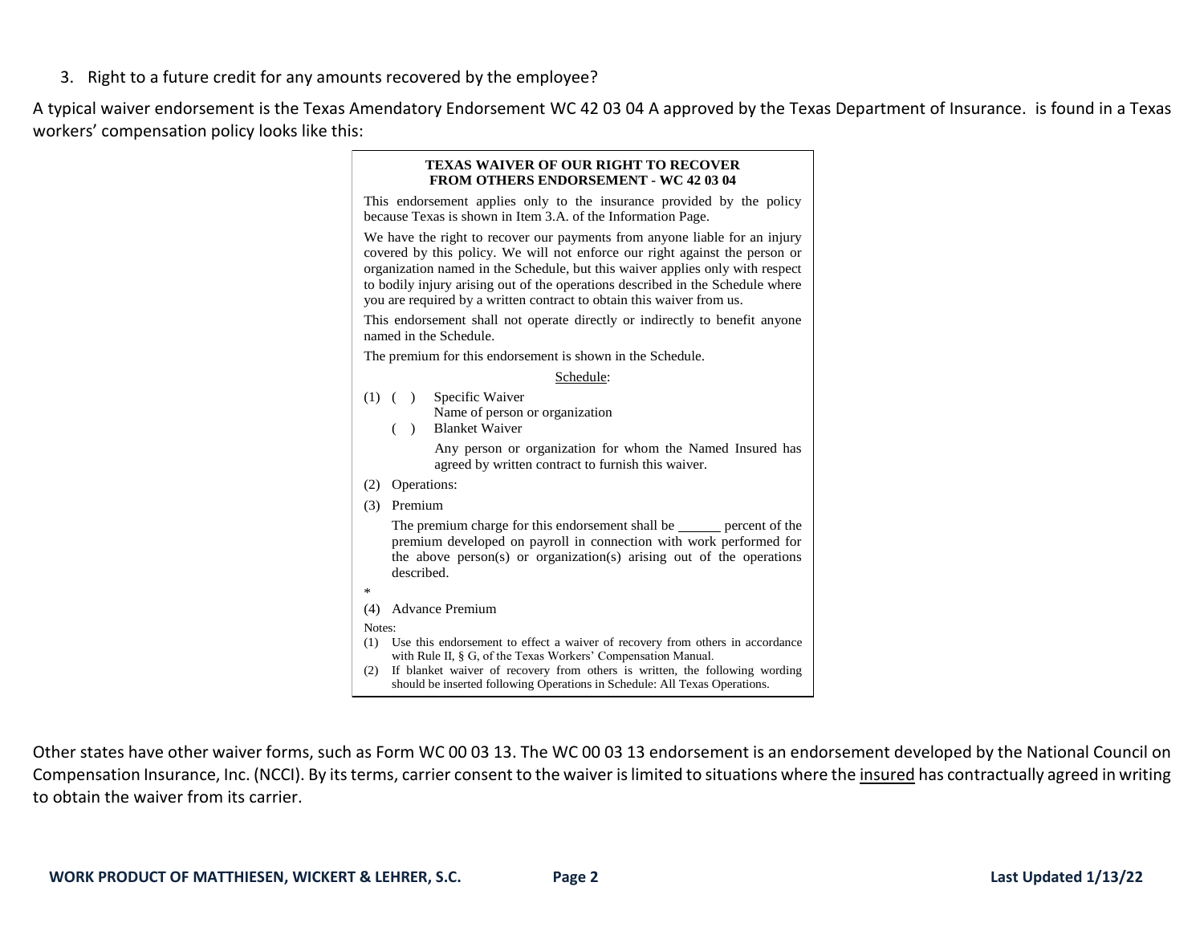3. Right to a future credit for any amounts recovered by the employee?

A typical waiver endorsement is the Texas Amendatory Endorsement WC 42 03 04 A approved by the Texas Department of Insurance. is found in a Texas workers' compensation policy looks like this:

> **TEXAS WAIVER OF OUR RIGHT TO RECOVER FROM OTHERS ENDORSEMENT - WC 42 03 04**
>
> This endorsement applies only to the insurance provided by the policy because Texas is shown in Item 3.A. of the Information Page.
>
> We have the right to recover our payments from anyone liable for an injury covered by this policy. We will not enforce our right against the person or organization named in the Schedule, but this waiver applies only with respect to bodily injury arising out of the operations described in the Schedule where you are required by a written contract to obtain this waiver from us.
>
> This endorsement shall not operate directly or indirectly to benefit anyone named in the Schedule.
>
> The premium for this endorsement is shown in the Schedule.
>
> <u>Schedule</u>:
>
> (1) ( ) Specific Waiver
> Name of person or organization
> ( ) Blanket Waiver
> Any person or organization for whom the Named Insured has agreed by written contract to furnish this waiver.
>
> (2) Operations:
>
> (3) Premium
> The premium charge for this endorsement shall be ______ percent of the premium developed on payroll in connection with work performed for the above person(s) or organization(s) arising out of the operations described.
>
> *
>
> (4) Advance Premium
>
> Notes:
> (1) Use this endorsement to effect a waiver of recovery from others in accordance with Rule II, § G, of the Texas Workers' Compensation Manual.
> (2) If blanket waiver of recovery from others is written, the following wording should be inserted following Operations in Schedule: All Texas Operations.

Other states have other waiver forms, such as Form WC 00 03 13. The WC 00 03 13 endorsement is an endorsement developed by the National Council on Compensation Insurance, Inc. (NCCI). By its terms, carrier consent to the waiver is limited to situations where the <u>insured</u> has contractually agreed in writing to obtain the waiver from its carrier.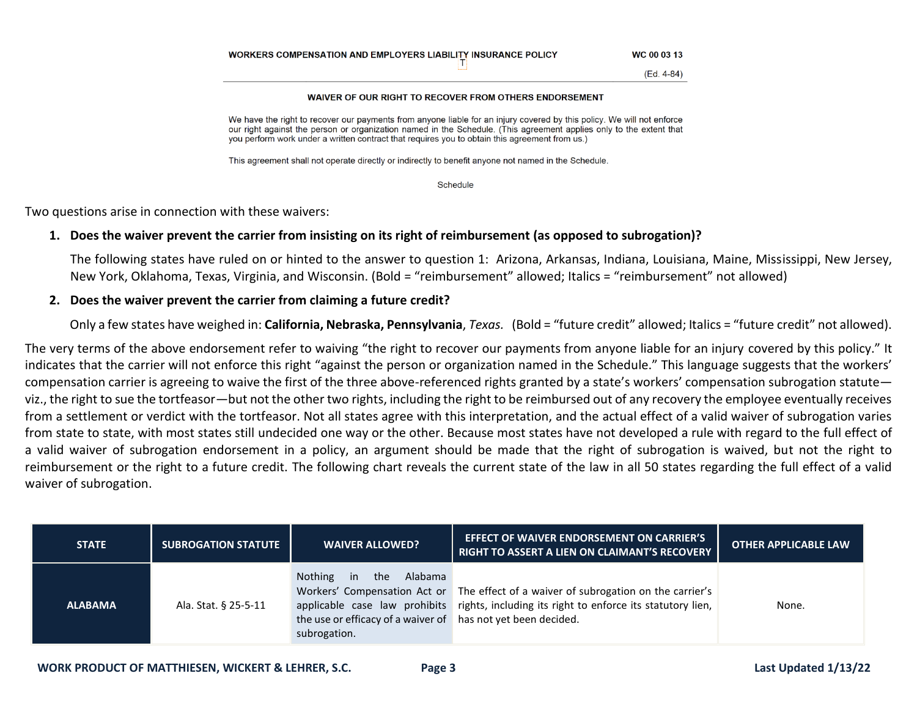WORKERS COMPENSATION AND EMPLOYERS LIABILITY INSURANCE POLICY WC 00 03 13

(Ed. 4-84)

**WAIVER OF OUR RIGHT TO RECOVER FROM OTHERS ENDORSEMENT**

We have the right to recover our payments from anyone liable for an injury covered by this policy. We will not enforce our right against the person or organization named in the Schedule. (This agreement applies only to the extent that you perform work under a written contract that requires you to obtain this agreement from us.)

This agreement shall not operate directly or indirectly to benefit anyone not named in the Schedule.

Schedule

Two questions arise in connection with these waivers:

1. **Does the waiver prevent the carrier from insisting on its right of reimbursement (as opposed to subrogation)?**

   The following states have ruled on or hinted to the answer to question 1: Arizona, Arkansas, Indiana, Louisiana, Maine, Mississippi, New Jersey, New York, Oklahoma, Texas, Virginia, and Wisconsin. (Bold = "reimbursement" allowed; Italics = "reimbursement" not allowed)

2. **Does the waiver prevent the carrier from claiming a future credit?**

   Only a few states have weighed in: **California, Nebraska, Pennsylvania**, *Texas.* (Bold = "future credit" allowed; Italics = "future credit" not allowed).

The very terms of the above endorsement refer to waiving "the right to recover our payments from anyone liable for an injury covered by this policy." It indicates that the carrier will not enforce this right "against the person or organization named in the Schedule." This language suggests that the workers' compensation carrier is agreeing to waive the first of the three above-referenced rights granted by a state's workers' compensation subrogation statute—viz., the right to sue the tortfeasor—but not the other two rights, including the right to be reimbursed out of any recovery the employee eventually receives from a settlement or verdict with the tortfeasor. Not all states agree with this interpretation, and the actual effect of a valid waiver of subrogation varies from state to state, with most states still undecided one way or the other. Because most states have not developed a rule with regard to the full effect of a valid waiver of subrogation endorsement in a policy, an argument should be made that the right of subrogation is waived, but not the right to reimbursement or the right to a future credit. The following chart reveals the current state of the law in all 50 states regarding the full effect of a valid waiver of subrogation.

| STATE | SUBROGATION STATUTE | WAIVER ALLOWED? | EFFECT OF WAIVER ENDORSEMENT ON CARRIER'S RIGHT TO ASSERT A LIEN ON CLAIMANT'S RECOVERY | OTHER APPLICABLE LAW |
|---|---|---|---|---|
| **ALABAMA** | Ala. Stat. § 25-5-11 | Nothing in the Alabama Workers' Compensation Act or applicable case law prohibits the use or efficacy of a waiver of subrogation. | The effect of a waiver of subrogation on the carrier's rights, including its right to enforce its statutory lien, has not yet been decided. | None. |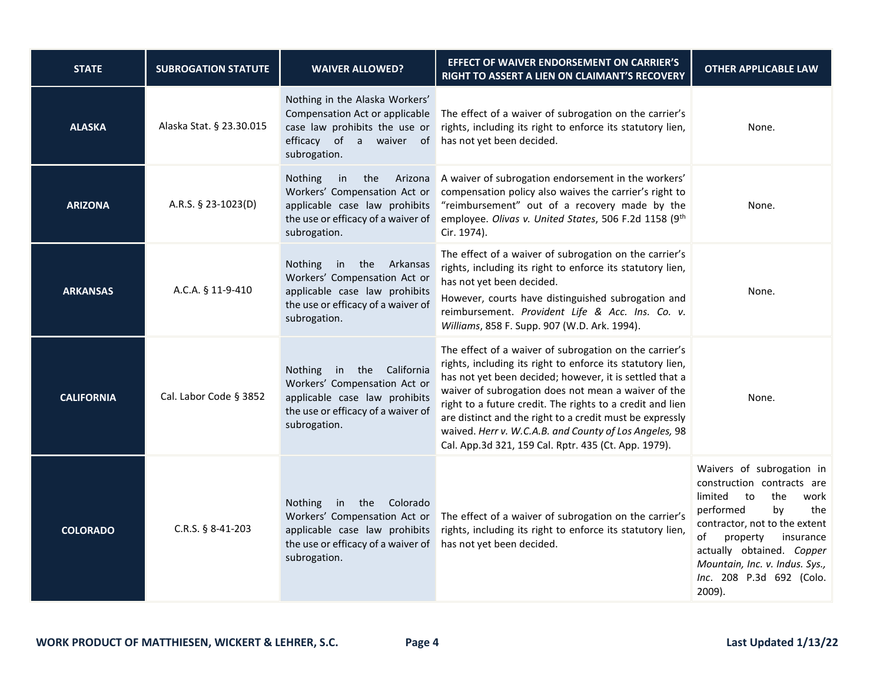| STATE | SUBROGATION STATUTE | WAIVER ALLOWED? | EFFECT OF WAIVER ENDORSEMENT ON CARRIER'S RIGHT TO ASSERT A LIEN ON CLAIMANT'S RECOVERY | OTHER APPLICABLE LAW |
|---|---|---|---|---|
| **ALASKA** | Alaska Stat. § 23.30.015 | Nothing in the Alaska Workers' Compensation Act or applicable case law prohibits the use or efficacy of a waiver of subrogation. | The effect of a waiver of subrogation on the carrier's rights, including its right to enforce its statutory lien, has not yet been decided. | None. |
| **ARIZONA** | A.R.S. § 23-1023(D) | Nothing in the Arizona Workers' Compensation Act or applicable case law prohibits the use or efficacy of a waiver of subrogation. | A waiver of subrogation endorsement in the workers' compensation policy also waives the carrier's right to "reimbursement" out of a recovery made by the employee. *Olivas v. United States*, 506 F.2d 1158 (9th Cir. 1974). | None. |
| **ARKANSAS** | A.C.A. § 11-9-410 | Nothing in the Arkansas Workers' Compensation Act or applicable case law prohibits the use or efficacy of a waiver of subrogation. | The effect of a waiver of subrogation on the carrier's rights, including its right to enforce its statutory lien, has not yet been decided. However, courts have distinguished subrogation and reimbursement. *Provident Life & Acc. Ins. Co. v. Williams*, 858 F. Supp. 907 (W.D. Ark. 1994). | None. |
| **CALIFORNIA** | Cal. Labor Code § 3852 | Nothing in the California Workers' Compensation Act or applicable case law prohibits the use or efficacy of a waiver of subrogation. | The effect of a waiver of subrogation on the carrier's rights, including its right to enforce its statutory lien, has not yet been decided; however, it is settled that a waiver of subrogation does not mean a waiver of the right to a future credit. The rights to a credit and lien are distinct and the right to a credit must be expressly waived. *Herr v. W.C.A.B. and County of Los Angeles,* 98 Cal. App.3d 321, 159 Cal. Rptr. 435 (Ct. App. 1979). | None. |
| **COLORADO** | C.R.S. § 8-41-203 | Nothing in the Colorado Workers' Compensation Act or applicable case law prohibits the use or efficacy of a waiver of subrogation. | The effect of a waiver of subrogation on the carrier's rights, including its right to enforce its statutory lien, has not yet been decided. | Waivers of subrogation in construction contracts are limited to the work performed by the contractor, not to the extent of property insurance actually obtained. *Copper Mountain, Inc. v. Indus. Sys., Inc*. 208 P.3d 692 (Colo. 2009). |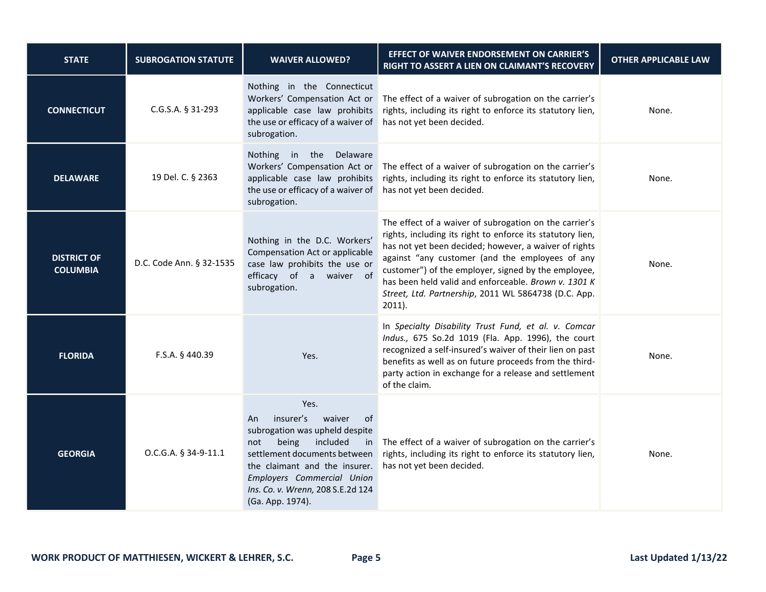| STATE | SUBROGATION STATUTE | WAIVER ALLOWED? | EFFECT OF WAIVER ENDORSEMENT ON CARRIER'S RIGHT TO ASSERT A LIEN ON CLAIMANT'S RECOVERY | OTHER APPLICABLE LAW |
|---|---|---|---|---|
| **CONNECTICUT** | C.G.S.A. § 31-293 | Nothing in the Connecticut Workers' Compensation Act or applicable case law prohibits the use or efficacy of a waiver of subrogation. | The effect of a waiver of subrogation on the carrier's rights, including its right to enforce its statutory lien, has not yet been decided. | None. |
| **DELAWARE** | 19 Del. C. § 2363 | Nothing in the Delaware Workers' Compensation Act or applicable case law prohibits the use or efficacy of a waiver of subrogation. | The effect of a waiver of subrogation on the carrier's rights, including its right to enforce its statutory lien, has not yet been decided. | None. |
| **DISTRICT OF COLUMBIA** | D.C. Code Ann. § 32-1535 | Nothing in the D.C. Workers' Compensation Act or applicable case law prohibits the use or efficacy of a waiver of subrogation. | The effect of a waiver of subrogation on the carrier's rights, including its right to enforce its statutory lien, has not yet been decided; however, a waiver of rights against "any customer (and the employees of any customer") of the employer, signed by the employee, has been held valid and enforceable. *Brown v. 1301 K Street, Ltd. Partnership*, 2011 WL 5864738 (D.C. App. 2011). | None. |
| **FLORIDA** | F.S.A. § 440.39 | Yes. | In *Specialty Disability Trust Fund, et al. v. Comcar Indus.,* 675 So.2d 1019 (Fla. App. 1996), the court recognized a self-insured's waiver of their lien on past benefits as well as on future proceeds from the third-party action in exchange for a release and settlement of the claim. | None. |
| **GEORGIA** | O.C.G.A. § 34-9-11.1 | Yes.<br>An insurer's waiver of subrogation was upheld despite not being included in settlement documents between the claimant and the insurer. *Employers Commercial Union Ins. Co. v. Wrenn,* 208 S.E.2d 124 (Ga. App. 1974). | The effect of a waiver of subrogation on the carrier's rights, including its right to enforce its statutory lien, has not yet been decided. | None. |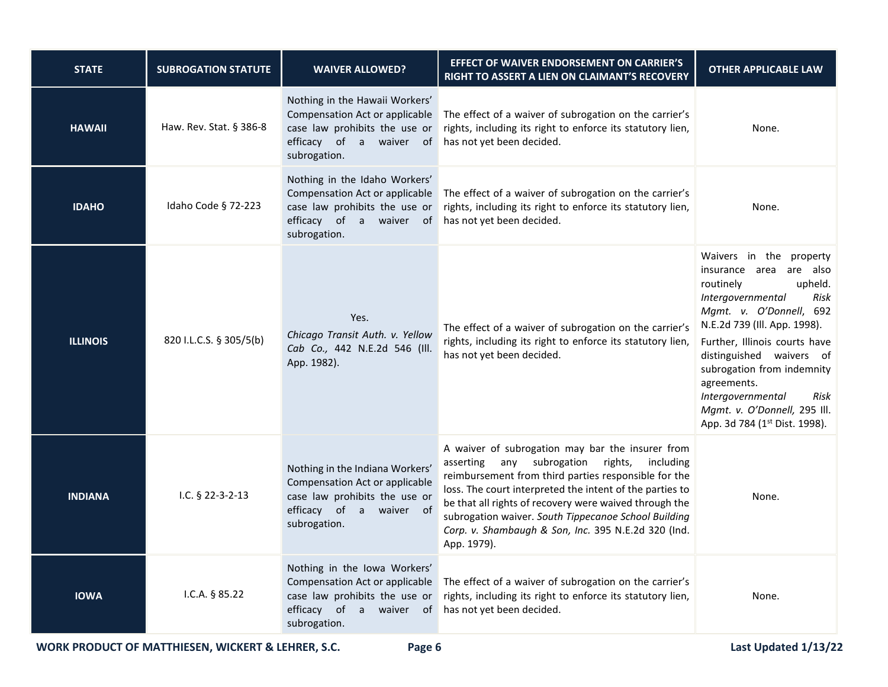| STATE | SUBROGATION STATUTE | WAIVER ALLOWED? | EFFECT OF WAIVER ENDORSEMENT ON CARRIER'S RIGHT TO ASSERT A LIEN ON CLAIMANT'S RECOVERY | OTHER APPLICABLE LAW |
|---|---|---|---|---|
| **HAWAII** | Haw. Rev. Stat. § 386-8 | Nothing in the Hawaii Workers' Compensation Act or applicable case law prohibits the use or efficacy of a waiver of subrogation. | The effect of a waiver of subrogation on the carrier's rights, including its right to enforce its statutory lien, has not yet been decided. | None. |
| **IDAHO** | Idaho Code § 72-223 | Nothing in the Idaho Workers' Compensation Act or applicable case law prohibits the use or efficacy of a waiver of subrogation. | The effect of a waiver of subrogation on the carrier's rights, including its right to enforce its statutory lien, has not yet been decided. | None. |
| **ILLINOIS** | 820 I.L.C.S. § 305/5(b) | Yes. *Chicago Transit Auth. v. Yellow Cab Co.,* 442 N.E.2d 546 (Ill. App. 1982). | The effect of a waiver of subrogation on the carrier's rights, including its right to enforce its statutory lien, has not yet been decided. | Waivers in the property insurance area are also routinely upheld. *Intergovernmental Risk Mgmt. v. O'Donnell*, 692 N.E.2d 739 (Ill. App. 1998). Further, Illinois courts have distinguished waivers of subrogation from indemnity agreements. *Intergovernmental Risk Mgmt. v. O'Donnell,* 295 Ill. App. 3d 784 (1st Dist. 1998). |
| **INDIANA** | I.C. § 22-3-2-13 | Nothing in the Indiana Workers' Compensation Act or applicable case law prohibits the use or efficacy of a waiver of subrogation. | A waiver of subrogation may bar the insurer from asserting any subrogation rights, including reimbursement from third parties responsible for the loss. The court interpreted the intent of the parties to be that all rights of recovery were waived through the subrogation waiver. *South Tippecanoe School Building Corp. v. Shambaugh & Son, Inc.* 395 N.E.2d 320 (Ind. App. 1979). | None. |
| **IOWA** | I.C.A. § 85.22 | Nothing in the Iowa Workers' Compensation Act or applicable case law prohibits the use or efficacy of a waiver of subrogation. | The effect of a waiver of subrogation on the carrier's rights, including its right to enforce its statutory lien, has not yet been decided. | None. |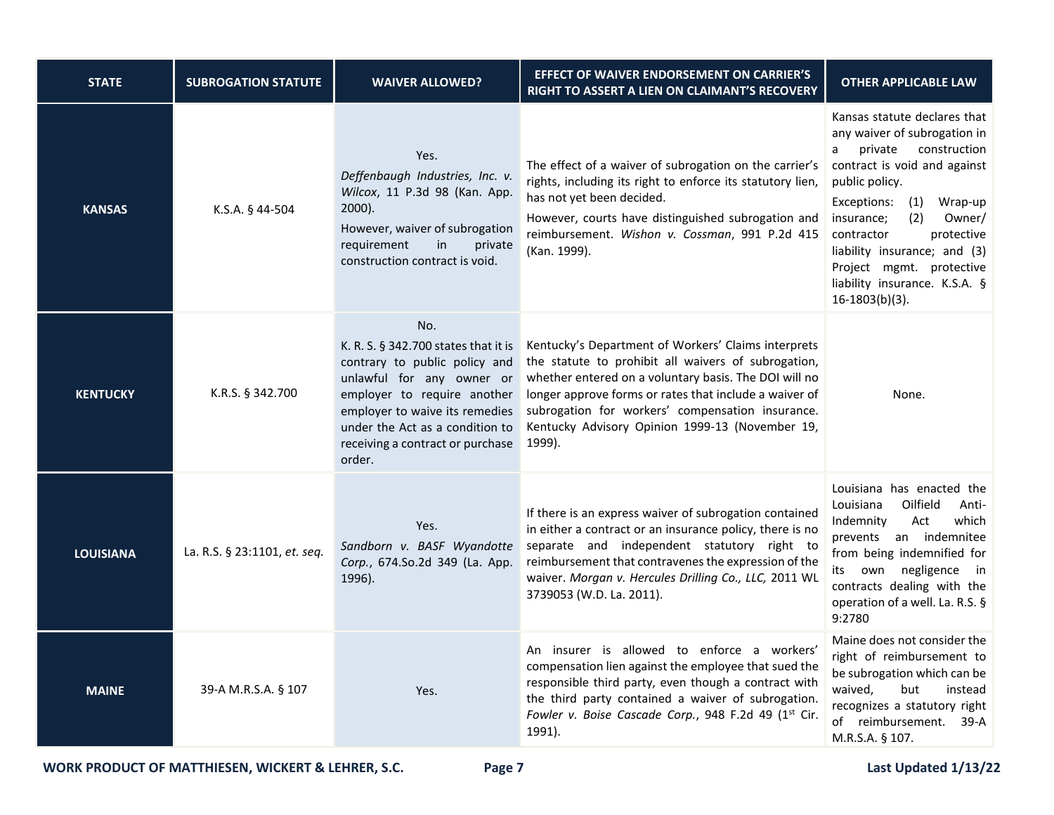| STATE | SUBROGATION STATUTE | WAIVER ALLOWED? | EFFECT OF WAIVER ENDORSEMENT ON CARRIER'S RIGHT TO ASSERT A LIEN ON CLAIMANT'S RECOVERY | OTHER APPLICABLE LAW |
|---|---|---|---|---|
| **KANSAS** | K.S.A. § 44-504 | Yes. *Deffenbaugh Industries, Inc. v. Wilcox*, 11 P.3d 98 (Kan. App. 2000). However, waiver of subrogation requirement in private construction contract is void. | The effect of a waiver of subrogation on the carrier's rights, including its right to enforce its statutory lien, has not yet been decided. However, courts have distinguished subrogation and reimbursement. *Wishon v. Cossman*, 991 P.2d 415 (Kan. 1999). | Kansas statute declares that any waiver of subrogation in a private construction contract is void and against public policy. Exceptions: (1) Wrap-up insurance; (2) Owner/ contractor protective liability insurance; and (3) Project mgmt. protective liability insurance. K.S.A. § 16-1803(b)(3). |
| **KENTUCKY** | K.R.S. § 342.700 | No. K. R. S. § 342.700 states that it is contrary to public policy and unlawful for any owner or employer to require another employer to waive its remedies under the Act as a condition to receiving a contract or purchase order. | Kentucky's Department of Workers' Claims interprets the statute to prohibit all waivers of subrogation, whether entered on a voluntary basis. The DOI will no longer approve forms or rates that include a waiver of subrogation for workers' compensation insurance. Kentucky Advisory Opinion 1999-13 (November 19, 1999). | None. |
| **LOUISIANA** | La. R.S. § 23:1101, *et. seq.* | Yes. *Sandborn v. BASF Wyandotte Corp.*, 674.So.2d 349 (La. App. 1996). | If there is an express waiver of subrogation contained in either a contract or an insurance policy, there is no separate and independent statutory right to reimbursement that contravenes the expression of the waiver. *Morgan v. Hercules Drilling Co., LLC,* 2011 WL 3739053 (W.D. La. 2011). | Louisiana has enacted the Louisiana Oilfield Anti-Indemnity Act which prevents an indemnitee from being indemnified for its own negligence in contracts dealing with the operation of a well. La. R.S. § 9:2780 |
| **MAINE** | 39-A M.R.S.A. § 107 | Yes. | An insurer is allowed to enforce a workers' compensation lien against the employee that sued the responsible third party, even though a contract with the third party contained a waiver of subrogation. *Fowler v. Boise Cascade Corp.*, 948 F.2d 49 (1st Cir. 1991). | Maine does not consider the right of reimbursement to be subrogation which can be waived, but instead recognizes a statutory right of reimbursement. 39-A M.R.S.A. § 107. |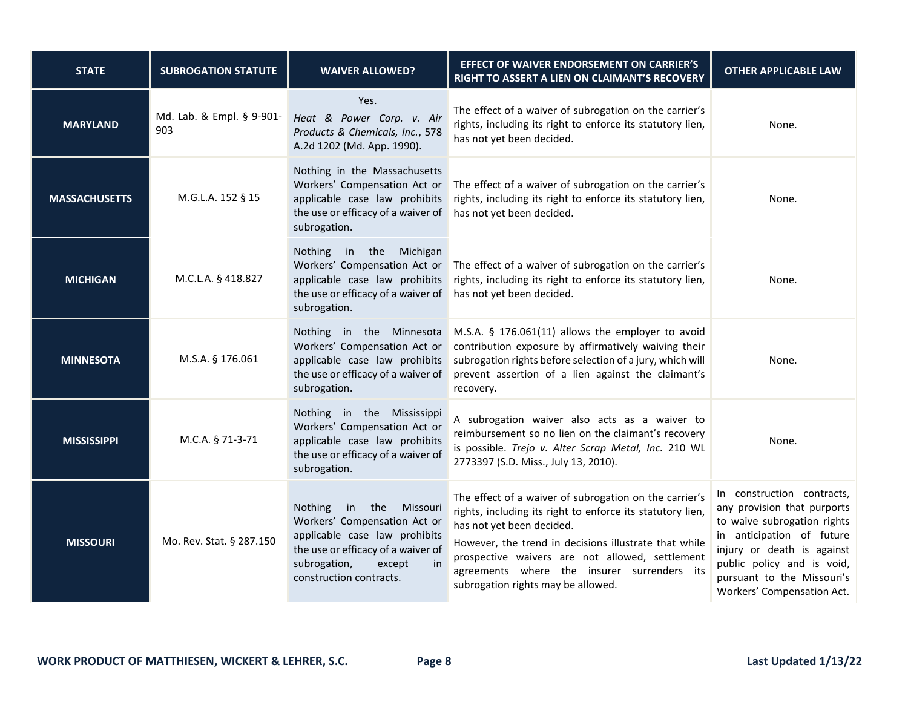| STATE | SUBROGATION STATUTE | WAIVER ALLOWED? | EFFECT OF WAIVER ENDORSEMENT ON CARRIER'S RIGHT TO ASSERT A LIEN ON CLAIMANT'S RECOVERY | OTHER APPLICABLE LAW |
|---|---|---|---|---|
| **MARYLAND** | Md. Lab. & Empl. § 9-901-903 | Yes. *Heat & Power Corp. v. Air Products & Chemicals, Inc.*, 578 A.2d 1202 (Md. App. 1990). | The effect of a waiver of subrogation on the carrier's rights, including its right to enforce its statutory lien, has not yet been decided. | None. |
| **MASSACHUSETTS** | M.G.L.A. 152 § 15 | Nothing in the Massachusetts Workers' Compensation Act or applicable case law prohibits the use or efficacy of a waiver of subrogation. | The effect of a waiver of subrogation on the carrier's rights, including its right to enforce its statutory lien, has not yet been decided. | None. |
| **MICHIGAN** | M.C.L.A. § 418.827 | Nothing in the Michigan Workers' Compensation Act or applicable case law prohibits the use or efficacy of a waiver of subrogation. | The effect of a waiver of subrogation on the carrier's rights, including its right to enforce its statutory lien, has not yet been decided. | None. |
| **MINNESOTA** | M.S.A. § 176.061 | Nothing in the Minnesota Workers' Compensation Act or applicable case law prohibits the use or efficacy of a waiver of subrogation. | M.S.A. § 176.061(11) allows the employer to avoid contribution exposure by affirmatively waiving their subrogation rights before selection of a jury, which will prevent assertion of a lien against the claimant's recovery. | None. |
| **MISSISSIPPI** | M.C.A. § 71-3-71 | Nothing in the Mississippi Workers' Compensation Act or applicable case law prohibits the use or efficacy of a waiver of subrogation. | A subrogation waiver also acts as a waiver to reimbursement so no lien on the claimant's recovery is possible. *Trejo v. Alter Scrap Metal, Inc.* 210 WL 2773397 (S.D. Miss., July 13, 2010). | None. |
| **MISSOURI** | Mo. Rev. Stat. § 287.150 | Nothing in the Missouri Workers' Compensation Act or applicable case law prohibits the use or efficacy of a waiver of subrogation, except in construction contracts. | The effect of a waiver of subrogation on the carrier's rights, including its right to enforce its statutory lien, has not yet been decided.<br><br>However, the trend in decisions illustrate that while prospective waivers are not allowed, settlement agreements where the insurer surrenders its subrogation rights may be allowed. | In construction contracts, any provision that purports to waive subrogation rights in anticipation of future injury or death is against public policy and is void, pursuant to the Missouri's Workers' Compensation Act. |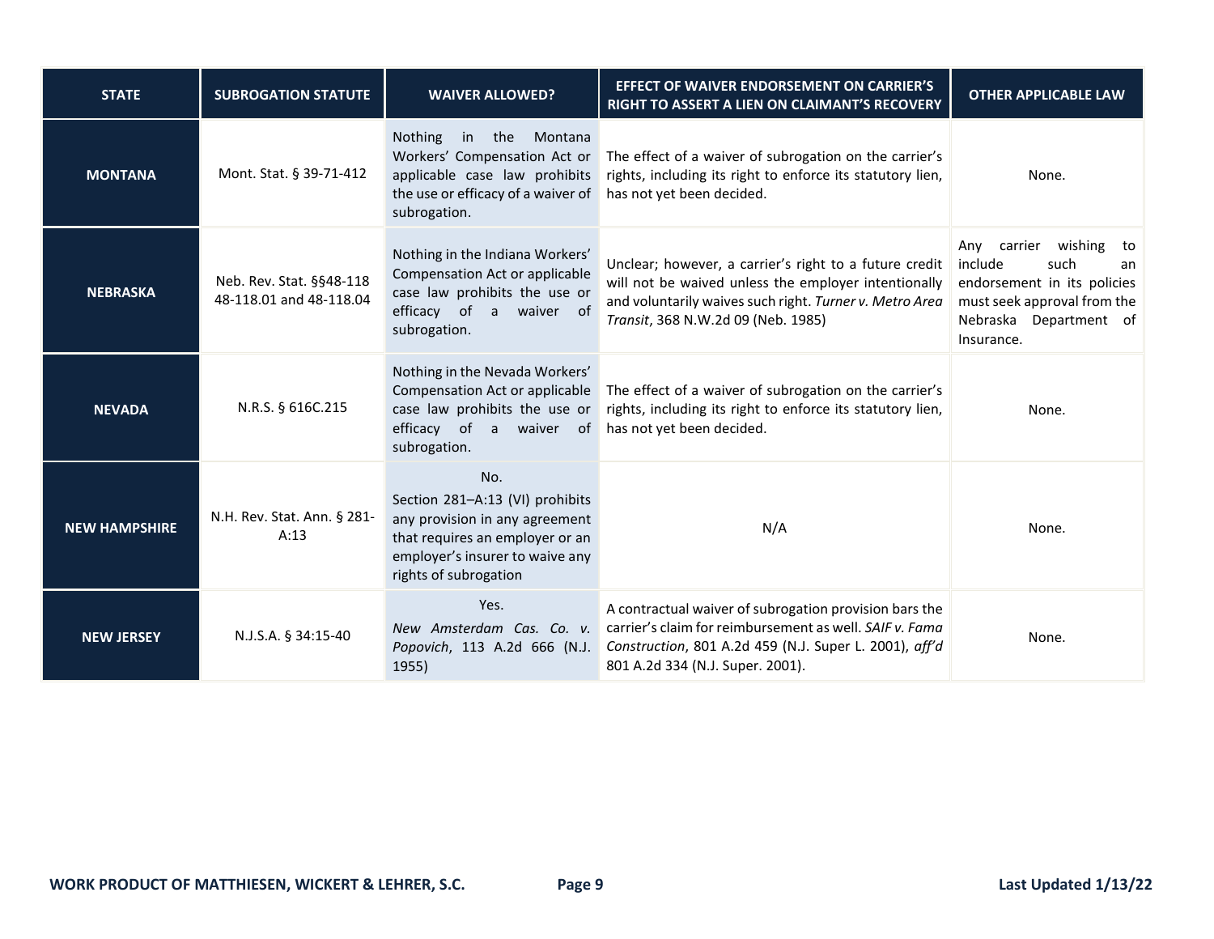| STATE | SUBROGATION STATUTE | WAIVER ALLOWED? | EFFECT OF WAIVER ENDORSEMENT ON CARRIER'S RIGHT TO ASSERT A LIEN ON CLAIMANT'S RECOVERY | OTHER APPLICABLE LAW |
|---|---|---|---|---|
| **MONTANA** | Mont. Stat. § 39-71-412 | Nothing in the Montana Workers' Compensation Act or applicable case law prohibits the use or efficacy of a waiver of subrogation. | The effect of a waiver of subrogation on the carrier's rights, including its right to enforce its statutory lien, has not yet been decided. | None. |
| **NEBRASKA** | Neb. Rev. Stat. §§48-118 48-118.01 and 48-118.04 | Nothing in the Indiana Workers' Compensation Act or applicable case law prohibits the use or efficacy of a waiver of subrogation. | Unclear; however, a carrier's right to a future credit will not be waived unless the employer intentionally and voluntarily waives such right. *Turner v. Metro Area Transit*, 368 N.W.2d 09 (Neb. 1985) | Any carrier wishing to include such an endorsement in its policies must seek approval from the Nebraska Department of Insurance. |
| **NEVADA** | N.R.S. § 616C.215 | Nothing in the Nevada Workers' Compensation Act or applicable case law prohibits the use or efficacy of a waiver of subrogation. | The effect of a waiver of subrogation on the carrier's rights, including its right to enforce its statutory lien, has not yet been decided. | None. |
| **NEW HAMPSHIRE** | N.H. Rev. Stat. Ann. § 281-A:13 | No. Section 281–A:13 (VI) prohibits any provision in any agreement that requires an employer or an employer's insurer to waive any rights of subrogation | N/A | None. |
| **NEW JERSEY** | N.J.S.A. § 34:15-40 | Yes. *New Amsterdam Cas. Co. v. Popovich*, 113 A.2d 666 (N.J. 1955) | A contractual waiver of subrogation provision bars the carrier's claim for reimbursement as well. *SAIF v. Fama Construction*, 801 A.2d 459 (N.J. Super L. 2001), *aff'd* 801 A.2d 334 (N.J. Super. 2001). | None. |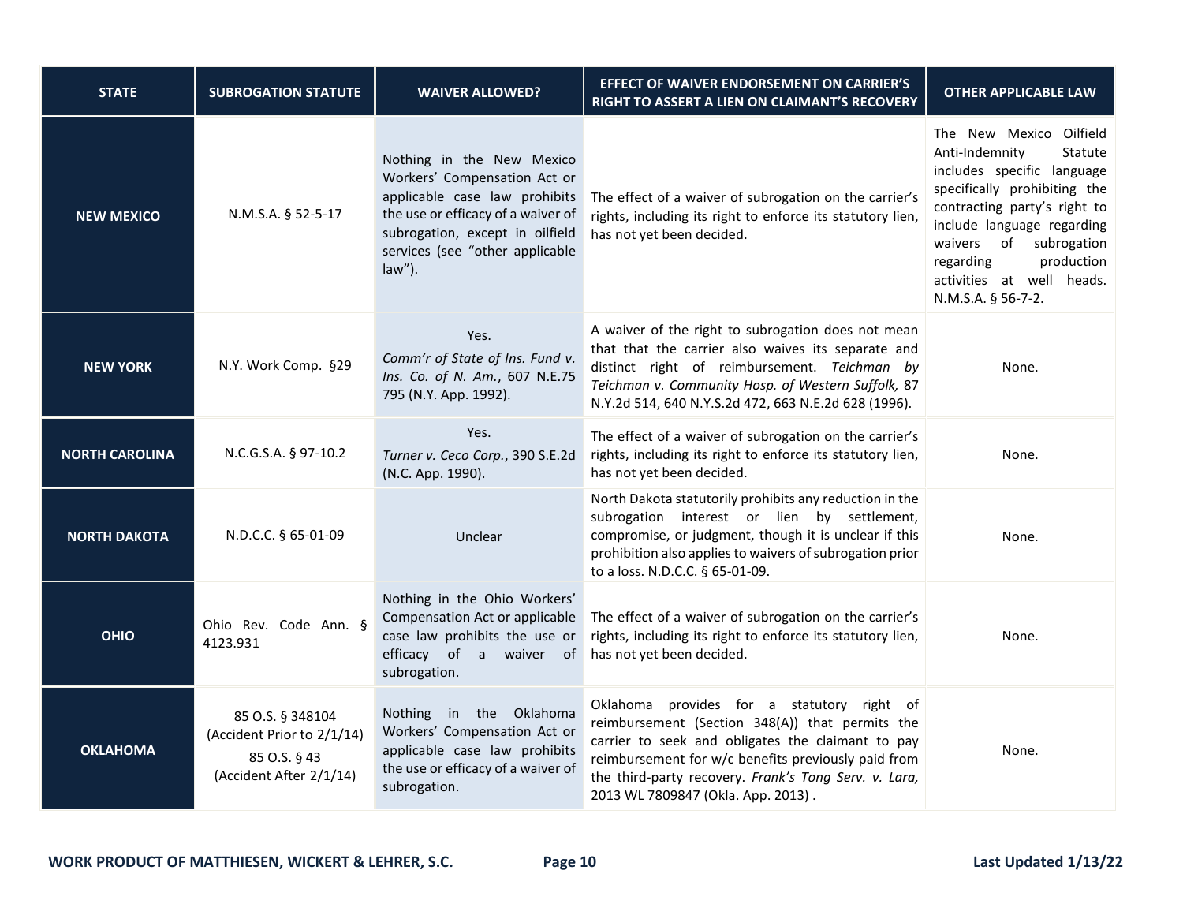| STATE | SUBROGATION STATUTE | WAIVER ALLOWED? | EFFECT OF WAIVER ENDORSEMENT ON CARRIER'S RIGHT TO ASSERT A LIEN ON CLAIMANT'S RECOVERY | OTHER APPLICABLE LAW |
|---|---|---|---|---|
| **NEW MEXICO** | N.M.S.A. § 52-5-17 | Nothing in the New Mexico Workers' Compensation Act or applicable case law prohibits the use or efficacy of a waiver of subrogation, except in oilfield services (see "other applicable law"). | The effect of a waiver of subrogation on the carrier's rights, including its right to enforce its statutory lien, has not yet been decided. | The New Mexico Oilfield Anti-Indemnity Statute includes specific language specifically prohibiting the contracting party's right to include language regarding waivers of subrogation regarding production activities at well heads. N.M.S.A. § 56-7-2. |
| **NEW YORK** | N.Y. Work Comp. §29 | Yes. *Comm'r of State of Ins. Fund v. Ins. Co. of N. Am.*, 607 N.E.75 795 (N.Y. App. 1992). | A waiver of the right to subrogation does not mean that that the carrier also waives its separate and distinct right of reimbursement. *Teichman by Teichman v. Community Hosp. of Western Suffolk,* 87 N.Y.2d 514, 640 N.Y.S.2d 472, 663 N.E.2d 628 (1996). | None. |
| **NORTH CAROLINA** | N.C.G.S.A. § 97-10.2 | Yes. *Turner v. Ceco Corp.*, 390 S.E.2d (N.C. App. 1990). | The effect of a waiver of subrogation on the carrier's rights, including its right to enforce its statutory lien, has not yet been decided. | None. |
| **NORTH DAKOTA** | N.D.C.C. § 65-01-09 | Unclear | North Dakota statutorily prohibits any reduction in the subrogation interest or lien by settlement, compromise, or judgment, though it is unclear if this prohibition also applies to waivers of subrogation prior to a loss. N.D.C.C. § 65-01-09. | None. |
| **OHIO** | Ohio Rev. Code Ann. § 4123.931 | Nothing in the Ohio Workers' Compensation Act or applicable case law prohibits the use or efficacy of a waiver of subrogation. | The effect of a waiver of subrogation on the carrier's rights, including its right to enforce its statutory lien, has not yet been decided. | None. |
| **OKLAHOMA** | 85 O.S. § 348104 (Accident Prior to 2/1/14)<br>85 O.S. § 43 (Accident After 2/1/14) | Nothing in the Oklahoma Workers' Compensation Act or applicable case law prohibits the use or efficacy of a waiver of subrogation. | Oklahoma provides for a statutory right of reimbursement (Section 348(A)) that permits the carrier to seek and obligates the claimant to pay reimbursement for w/c benefits previously paid from the third-party recovery. *Frank's Tong Serv. v. Lara,* 2013 WL 7809847 (Okla. App. 2013) . | None. |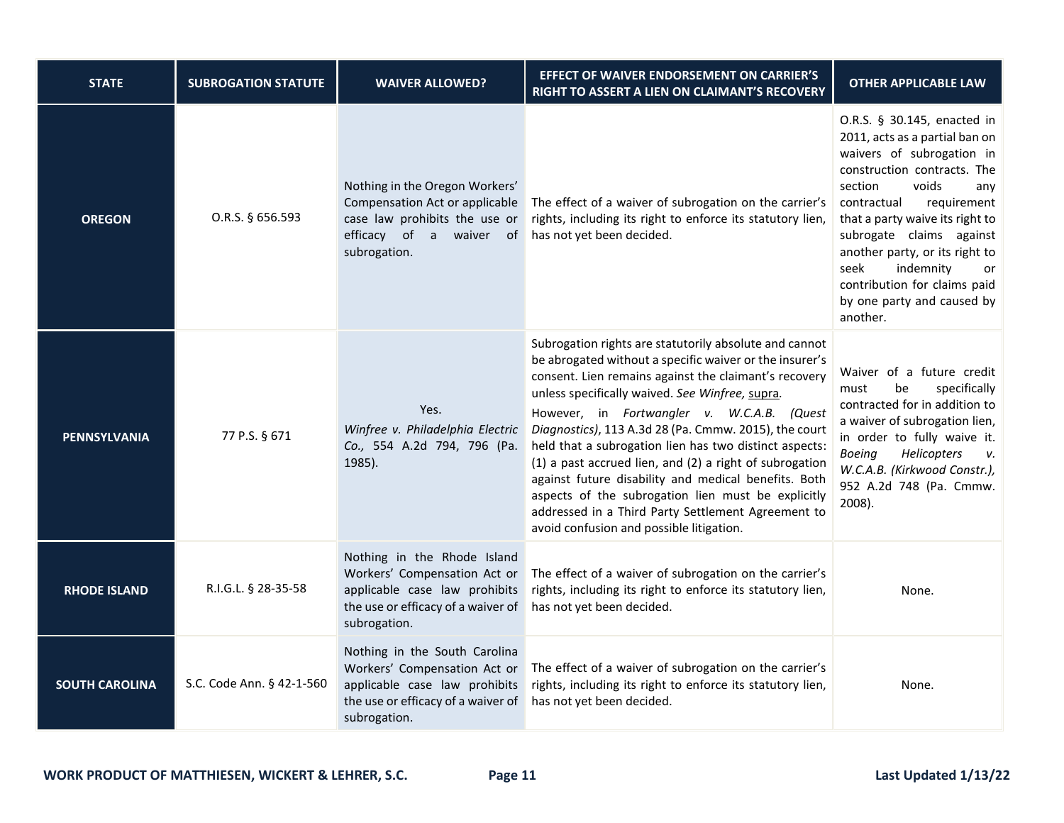| STATE | SUBROGATION STATUTE | WAIVER ALLOWED? | EFFECT OF WAIVER ENDORSEMENT ON CARRIER'S RIGHT TO ASSERT A LIEN ON CLAIMANT'S RECOVERY | OTHER APPLICABLE LAW |
|---|---|---|---|---|
| **OREGON** | O.R.S. § 656.593 | Nothing in the Oregon Workers' Compensation Act or applicable case law prohibits the use or efficacy of a waiver of subrogation. | The effect of a waiver of subrogation on the carrier's rights, including its right to enforce its statutory lien, has not yet been decided. | O.R.S. § 30.145, enacted in 2011, acts as a partial ban on waivers of subrogation in construction contracts. The section voids any contractual requirement that a party waive its right to subrogate claims against another party, or its right to seek indemnity or contribution for claims paid by one party and caused by another. |
| **PENNSYLVANIA** | 77 P.S. § 671 | Yes. *Winfree v. Philadelphia Electric Co.,* 554 A.2d 794, 796 (Pa. 1985). | Subrogation rights are statutorily absolute and cannot be abrogated without a specific waiver or the insurer's consent. Lien remains against the claimant's recovery unless specifically waived. *See Winfree,* supra. However, in *Fortwangler v. W.C.A.B. (Quest Diagnostics)*, 113 A.3d 28 (Pa. Cmmw. 2015), the court held that a subrogation lien has two distinct aspects: (1) a past accrued lien, and (2) a right of subrogation against future disability and medical benefits. Both aspects of the subrogation lien must be explicitly addressed in a Third Party Settlement Agreement to avoid confusion and possible litigation. | Waiver of a future credit must be specifically contracted for in addition to a waiver of subrogation lien, in order to fully waive it. *Boeing Helicopters v. W.C.A.B. (Kirkwood Constr.),* 952 A.2d 748 (Pa. Cmmw. 2008). |
| **RHODE ISLAND** | R.I.G.L. § 28-35-58 | Nothing in the Rhode Island Workers' Compensation Act or applicable case law prohibits the use or efficacy of a waiver of subrogation. | The effect of a waiver of subrogation on the carrier's rights, including its right to enforce its statutory lien, has not yet been decided. | None. |
| **SOUTH CAROLINA** | S.C. Code Ann. § 42-1-560 | Nothing in the South Carolina Workers' Compensation Act or applicable case law prohibits the use or efficacy of a waiver of subrogation. | The effect of a waiver of subrogation on the carrier's rights, including its right to enforce its statutory lien, has not yet been decided. | None. |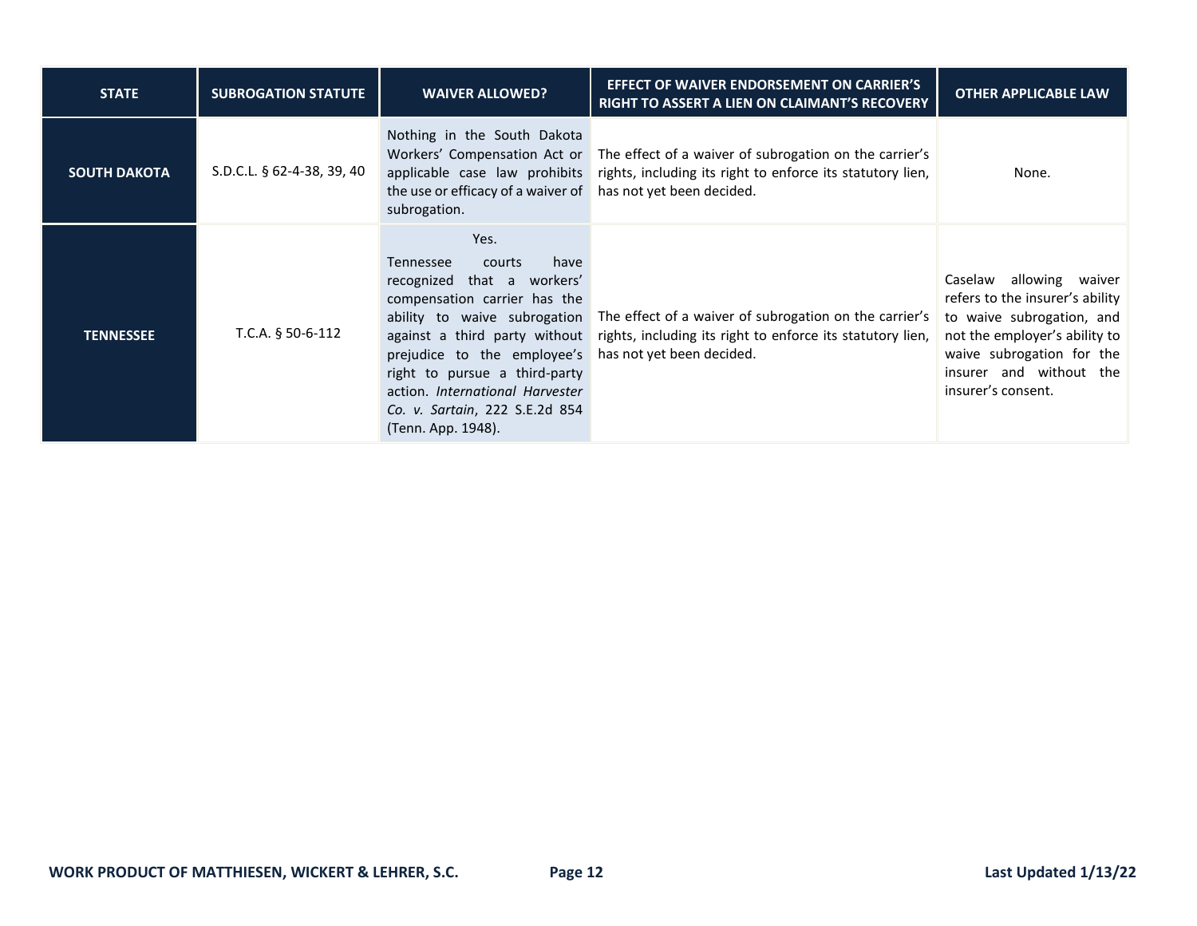| STATE | SUBROGATION STATUTE | WAIVER ALLOWED? | EFFECT OF WAIVER ENDORSEMENT ON CARRIER'S RIGHT TO ASSERT A LIEN ON CLAIMANT'S RECOVERY | OTHER APPLICABLE LAW |
|---|---|---|---|---|
| **SOUTH DAKOTA** | S.D.C.L. § 62-4-38, 39, 40 | Nothing in the South Dakota Workers' Compensation Act or applicable case law prohibits the use or efficacy of a waiver of subrogation. | The effect of a waiver of subrogation on the carrier's rights, including its right to enforce its statutory lien, has not yet been decided. | None. |
| **TENNESSEE** | T.C.A. § 50-6-112 | Yes.<br>Tennessee courts have recognized that a workers' compensation carrier has the ability to waive subrogation against a third party without prejudice to the employee's right to pursue a third-party action. *International Harvester Co. v. Sartain*, 222 S.E.2d 854 (Tenn. App. 1948). | The effect of a waiver of subrogation on the carrier's rights, including its right to enforce its statutory lien, has not yet been decided. | Caselaw allowing waiver refers to the insurer's ability to waive subrogation, and not the employer's ability to waive subrogation for the insurer and without the insurer's consent. |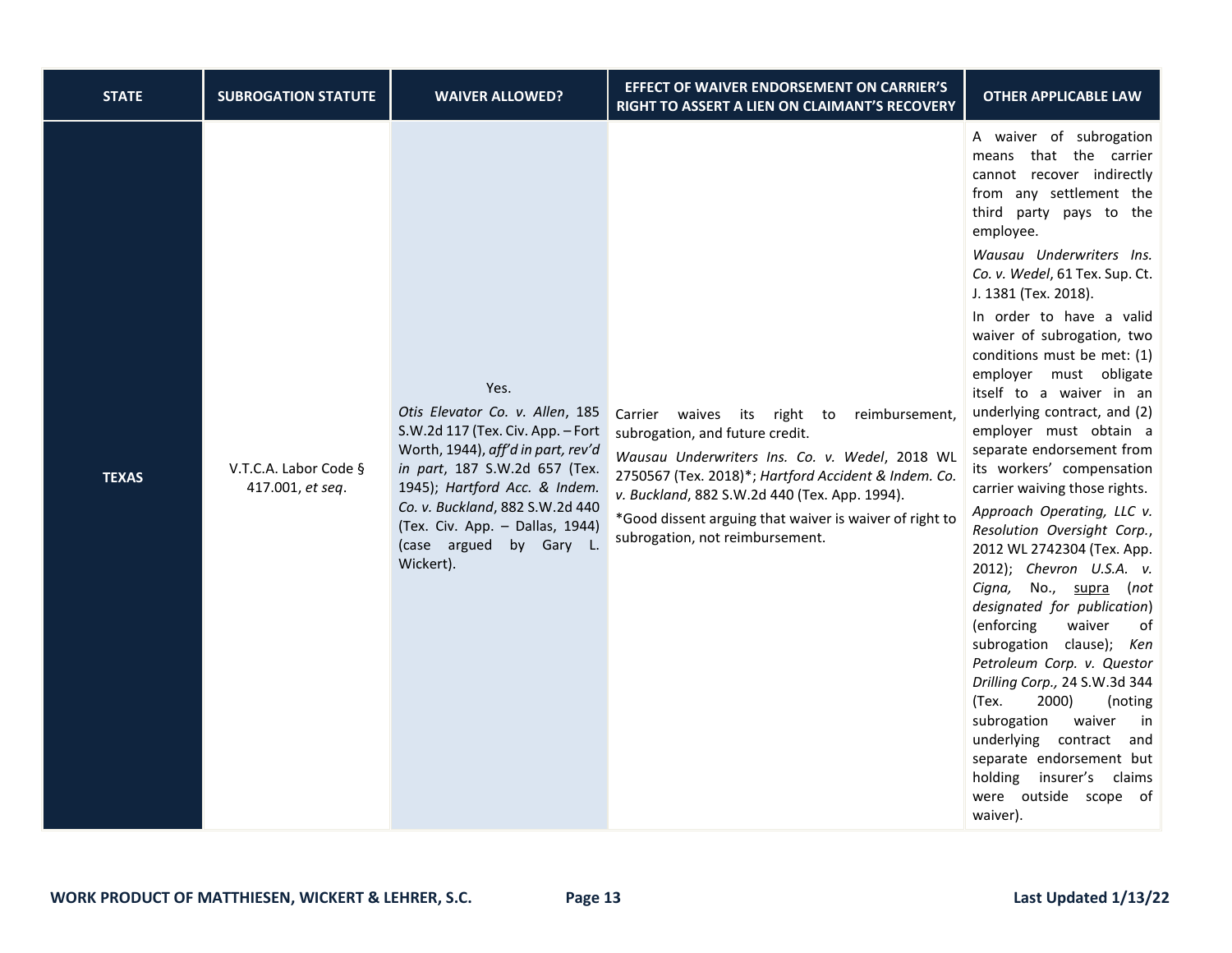| STATE | SUBROGATION STATUTE | WAIVER ALLOWED? | EFFECT OF WAIVER ENDORSEMENT ON CARRIER'S RIGHT TO ASSERT A LIEN ON CLAIMANT'S RECOVERY | OTHER APPLICABLE LAW |
|---|---|---|---|---|
| **TEXAS** | V.T.C.A. Labor Code § 417.001, *et seq*. | Yes.<br>*Otis Elevator Co. v. Allen*, 185 S.W.2d 117 (Tex. Civ. App. – Fort Worth, 1944), *aff'd in part, rev'd in part*, 187 S.W.2d 657 (Tex. 1945); *Hartford Acc. & Indem. Co. v. Buckland*, 882 S.W.2d 440 (Tex. Civ. App. – Dallas, 1944) (case argued by Gary L. Wickert). | Carrier waives its right to reimbursement, subrogation, and future credit.<br>*Wausau Underwriters Ins. Co. v. Wedel*, 2018 WL 2750567 (Tex. 2018)*; *Hartford Accident & Indem. Co. v. Buckland*, 882 S.W.2d 440 (Tex. App. 1994).<br>*Good dissent arguing that waiver is waiver of right to subrogation, not reimbursement. | A waiver of subrogation means that the carrier cannot recover indirectly from any settlement the third party pays to the employee.<br>*Wausau Underwriters Ins. Co. v. Wedel*, 61 Tex. Sup. Ct. J. 1381 (Tex. 2018).<br>In order to have a valid waiver of subrogation, two conditions must be met: (1) employer must obligate itself to a waiver in an underlying contract, and (2) employer must obtain a separate endorsement from its workers' compensation carrier waiving those rights.<br>*Approach Operating, LLC v. Resolution Oversight Corp.*, 2012 WL 2742304 (Tex. App. 2012); *Chevron U.S.A. v. Cigna,* No., supra (*not designated for publication*) (enforcing waiver of subrogation clause); *Ken Petroleum Corp. v. Questor Drilling Corp.,* 24 S.W.3d 344 (Tex. 2000) (noting subrogation waiver in underlying contract and separate endorsement but holding insurer's claims were outside scope of waiver). |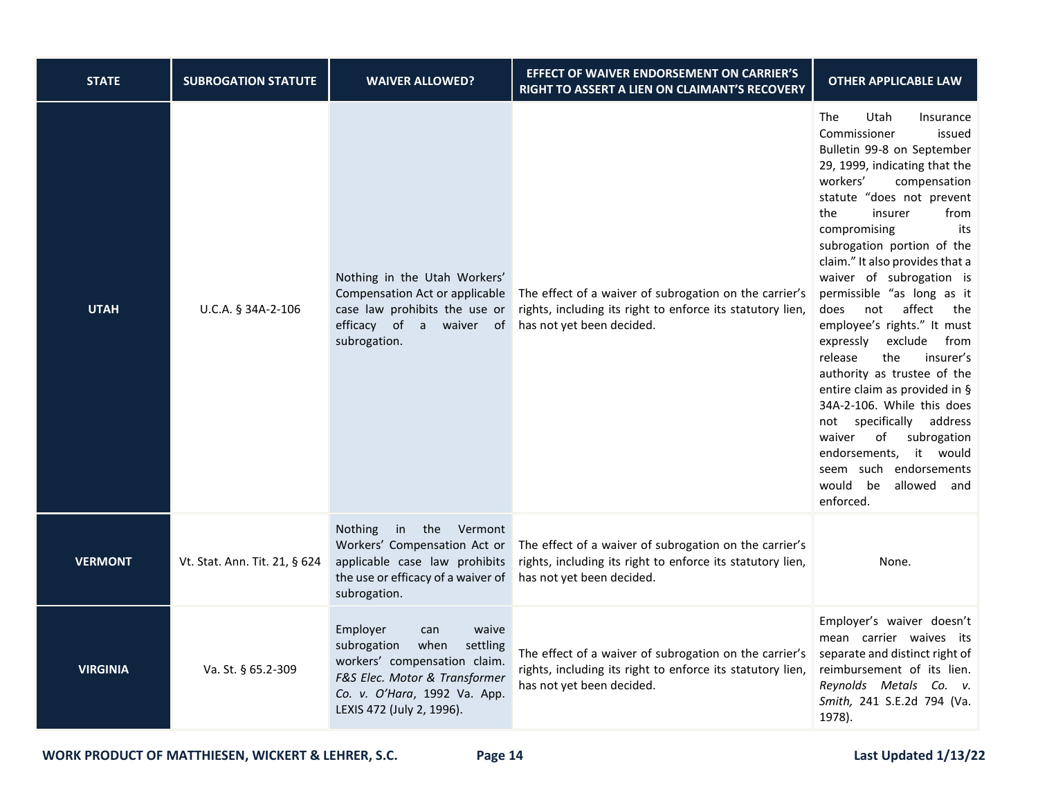| STATE | SUBROGATION STATUTE | WAIVER ALLOWED? | EFFECT OF WAIVER ENDORSEMENT ON CARRIER'S RIGHT TO ASSERT A LIEN ON CLAIMANT'S RECOVERY | OTHER APPLICABLE LAW |
|---|---|---|---|---|
| **UTAH** | U.C.A. § 34A-2-106 | Nothing in the Utah Workers' Compensation Act or applicable case law prohibits the use or efficacy of a waiver of subrogation. | The effect of a waiver of subrogation on the carrier's rights, including its right to enforce its statutory lien, has not yet been decided. | The Utah Insurance Commissioner issued Bulletin 99-8 on September 29, 1999, indicating that the workers' compensation statute "does not prevent the insurer from compromising its subrogation portion of the claim." It also provides that a waiver of subrogation is permissible "as long as it does not affect the employee's rights." It must expressly exclude from release the insurer's authority as trustee of the entire claim as provided in § 34A-2-106. While this does not specifically address waiver of subrogation endorsements, it would seem such endorsements would be allowed and enforced. |
| **VERMONT** | Vt. Stat. Ann. Tit. 21, § 624 | Nothing in the Vermont Workers' Compensation Act or applicable case law prohibits the use or efficacy of a waiver of subrogation. | The effect of a waiver of subrogation on the carrier's rights, including its right to enforce its statutory lien, has not yet been decided. | None. |
| **VIRGINIA** | Va. St. § 65.2-309 | Employer can waive subrogation when settling workers' compensation claim. *F&S Elec. Motor & Transformer Co. v. O'Hara*, 1992 Va. App. LEXIS 472 (July 2, 1996). | The effect of a waiver of subrogation on the carrier's rights, including its right to enforce its statutory lien, has not yet been decided. | Employer's waiver doesn't mean carrier waives its separate and distinct right of reimbursement of its lien. *Reynolds Metals Co. v. Smith,* 241 S.E.2d 794 (Va. 1978). |

WORK PRODUCT OF MATTHIESEN, WICKERT & LEHRER, S.C. Last Updated 1/13/22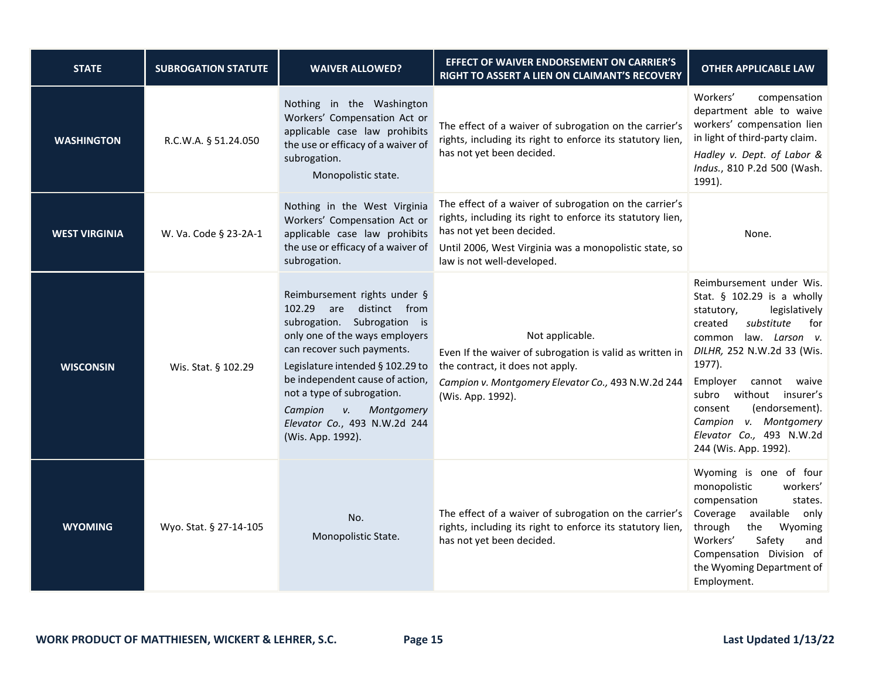| STATE | SUBROGATION STATUTE | WAIVER ALLOWED? | EFFECT OF WAIVER ENDORSEMENT ON CARRIER'S RIGHT TO ASSERT A LIEN ON CLAIMANT'S RECOVERY | OTHER APPLICABLE LAW |
|---|---|---|---|---|
| **WASHINGTON** | R.C.W.A. § 51.24.050 | Nothing in the Washington Workers' Compensation Act or applicable case law prohibits the use or efficacy of a waiver of subrogation. Monopolistic state. | The effect of a waiver of subrogation on the carrier's rights, including its right to enforce its statutory lien, has not yet been decided. | Workers' compensation department able to waive workers' compensation lien in light of third-party claim. *Hadley v. Dept. of Labor & Indus.*, 810 P.2d 500 (Wash. 1991). |
| **WEST VIRGINIA** | W. Va. Code § 23-2A-1 | Nothing in the West Virginia Workers' Compensation Act or applicable case law prohibits the use or efficacy of a waiver of subrogation. | The effect of a waiver of subrogation on the carrier's rights, including its right to enforce its statutory lien, has not yet been decided. Until 2006, West Virginia was a monopolistic state, so law is not well-developed. | None. |
| **WISCONSIN** | Wis. Stat. § 102.29 | Reimbursement rights under § 102.29 are distinct from subrogation. Subrogation is only one of the ways employers can recover such payments. Legislature intended § 102.29 to be independent cause of action, not a type of subrogation. *Campion v. Montgomery Elevator Co.*, 493 N.W.2d 244 (Wis. App. 1992). | Not applicable. Even If the waiver of subrogation is valid as written in the contract, it does not apply. *Campion v. Montgomery Elevator Co.,* 493 N.W.2d 244 (Wis. App. 1992). | Reimbursement under Wis. Stat. § 102.29 is a wholly statutory, legislatively created *substitute* for common law. *Larson v. DILHR,* 252 N.W.2d 33 (Wis. 1977). Employer cannot waive subro without insurer's consent (endorsement). *Campion v. Montgomery Elevator Co.,* 493 N.W.2d 244 (Wis. App. 1992). |
| **WYOMING** | Wyo. Stat. § 27-14-105 | No. Monopolistic State. | The effect of a waiver of subrogation on the carrier's rights, including its right to enforce its statutory lien, has not yet been decided. | Wyoming is one of four monopolistic workers' compensation states. Coverage available only through the Wyoming Workers' Safety and Compensation Division of the Wyoming Department of Employment. |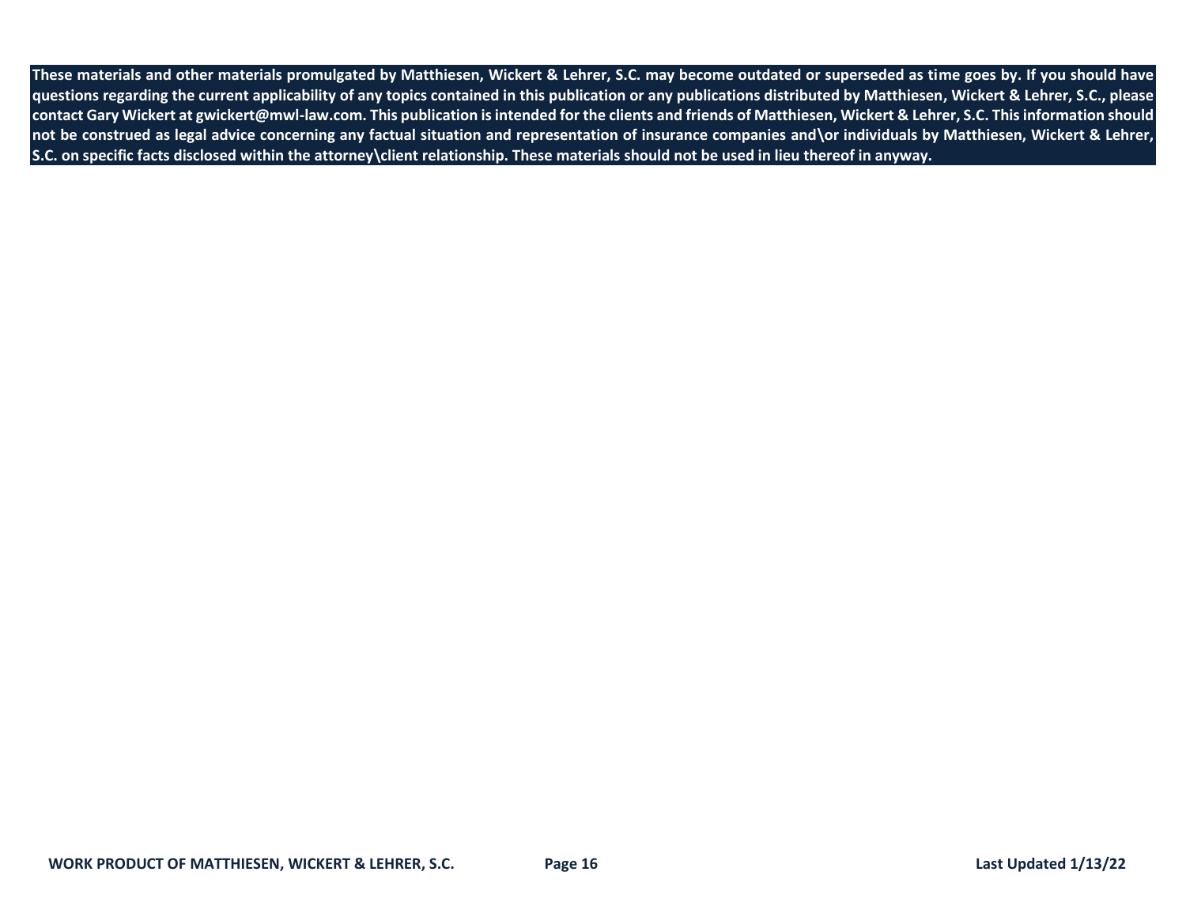**These materials and other materials promulgated by Matthiesen, Wickert & Lehrer, S.C. may become outdated or superseded as time goes by. If you should have questions regarding the current applicability of any topics contained in this publication or any publications distributed by Matthiesen, Wickert & Lehrer, S.C., please contact Gary Wickert at gwickert@mwl-law.com. This publication is intended for the clients and friends of Matthiesen, Wickert & Lehrer, S.C. This information should not be construed as legal advice concerning any factual situation and representation of insurance companies and\or individuals by Matthiesen, Wickert & Lehrer, S.C. on specific facts disclosed within the attorney\client relationship. These materials should not be used in lieu thereof in anyway.**